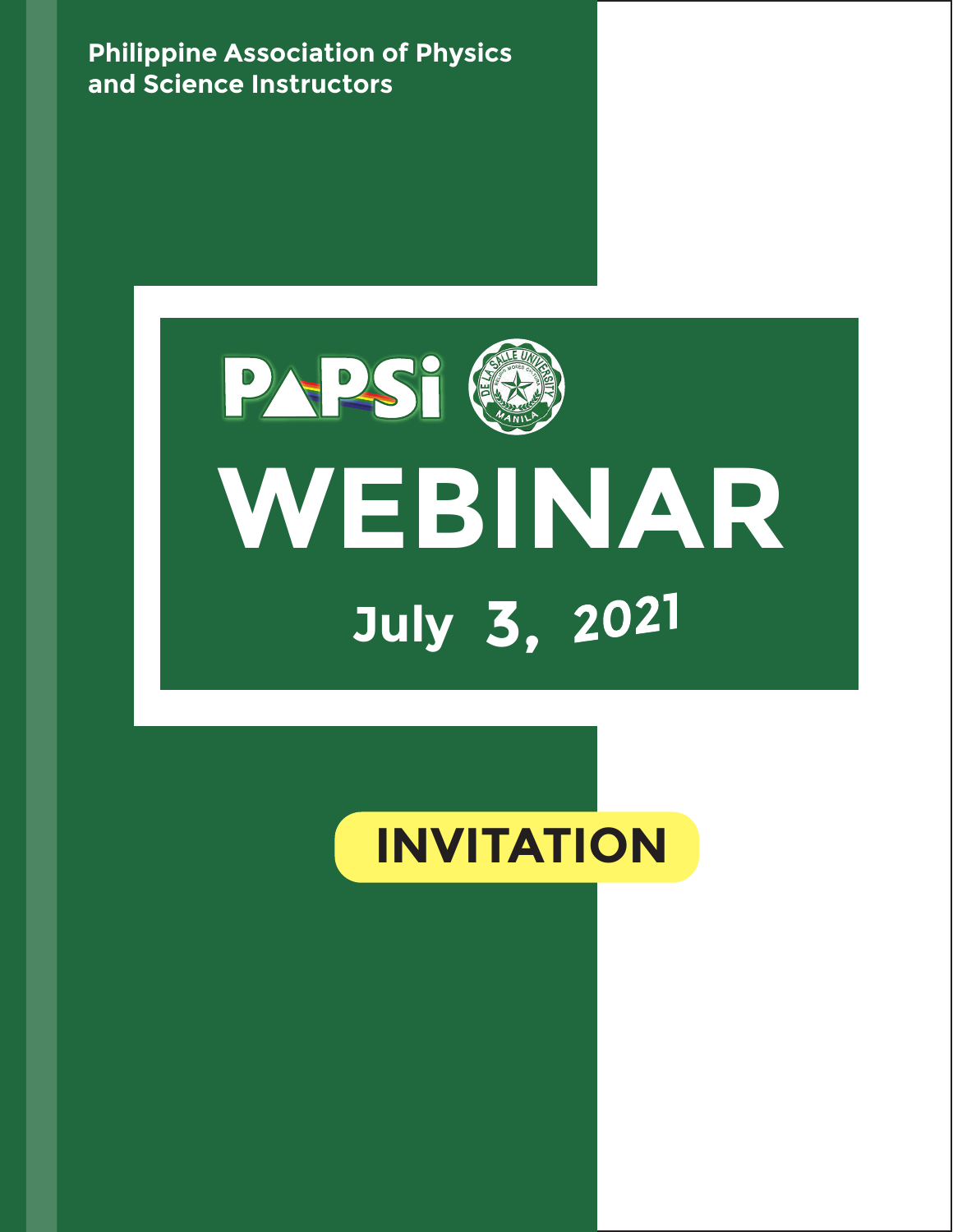**Philippine Association of Physics and Science Instructors**

PAPSi

# WEBINAR

## July 3, 2021

**INVITATION**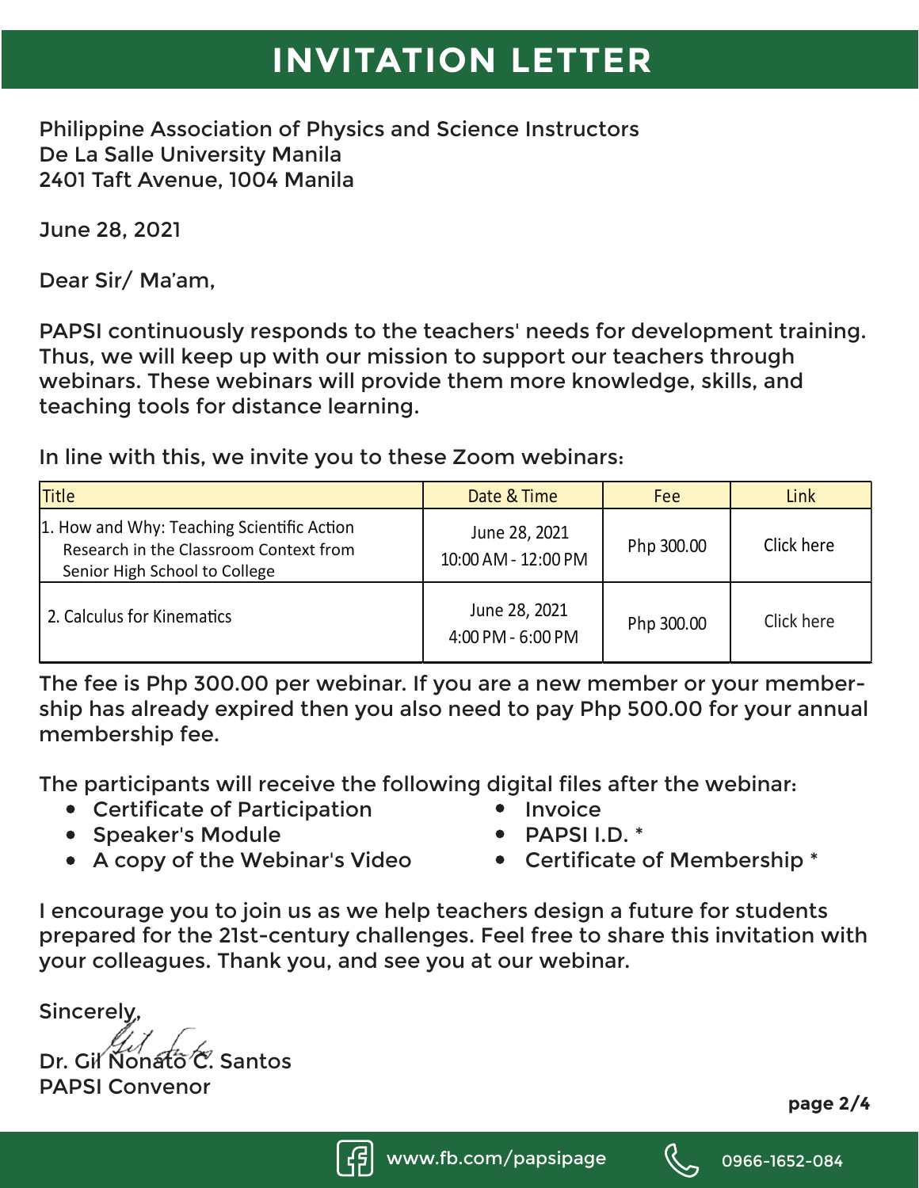# INVITATION LETTER

Philippine Association of Physics and Science Instructors
De La Salle University Manila
2401 Taft Avenue, 1004 Manila

June 28, 2021

Dear Sir/ Ma'am,

PAPSI continuously responds to the teachers' needs for development training. Thus, we will keep up with our mission to support our teachers through webinars. These webinars will provide them more knowledge, skills, and teaching tools for distance learning.

In line with this, we invite you to these Zoom webinars:

| Title | Date & Time | Fee | Link |
|---|---|---|---|
| 1. How and Why: Teaching Scientific Action Research in the Classroom Context from Senior High School to College | June 28, 2021 10:00 AM - 12:00 PM | Php 300.00 | Click here |
| 2. Calculus for Kinematics | June 28, 2021 4:00 PM - 6:00 PM | Php 300.00 | Click here |

The fee is Php 300.00 per webinar. If you are a new member or your membership has already expired then you also need to pay Php 500.00 for your annual membership fee.

The participants will receive the following digital files after the webinar:

- Certificate of Participation
- Speaker's Module
- A copy of the Webinar's Video
- Invoice
- PAPSI I.D. *
- Certificate of Membership *

I encourage you to join us as we help teachers design a future for students prepared for the 21st-century challenges. Feel free to share this invitation with your colleagues. Thank you, and see you at our webinar.

Sincerely,

Dr. Gil Nonato C. Santos
PAPSI Convenor

www.fb.com/papsipage
0966-1652-084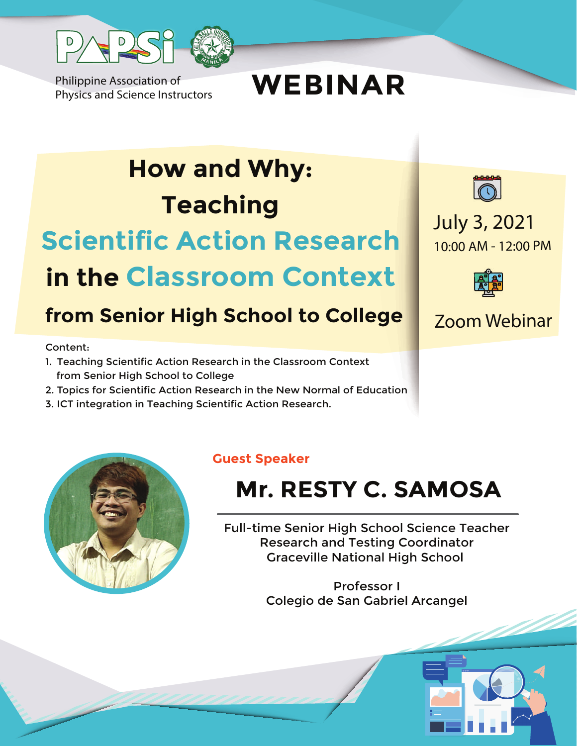PAPSi

Philippine Association of Physics and Science Instructors

# WEBINAR

## How and Why: Teaching Scientific Action Research in the Classroom Context

### from Senior High School to College

July 3, 2021

10:00 AM - 12:00 PM

Zoom Webinar

Content:

1. Teaching Scientific Action Research in the Classroom Context from Senior High School to College
2. Topics for Scientific Action Research in the New Normal of Education
3. ICT integration in Teaching Scientific Action Research.

**Guest Speaker**

## Mr. RESTY C. SAMOSA

Full-time Senior High School Science Teacher
Research and Testing Coordinator
Graceville National High School

Professor I
Colegio de San Gabriel Arcangel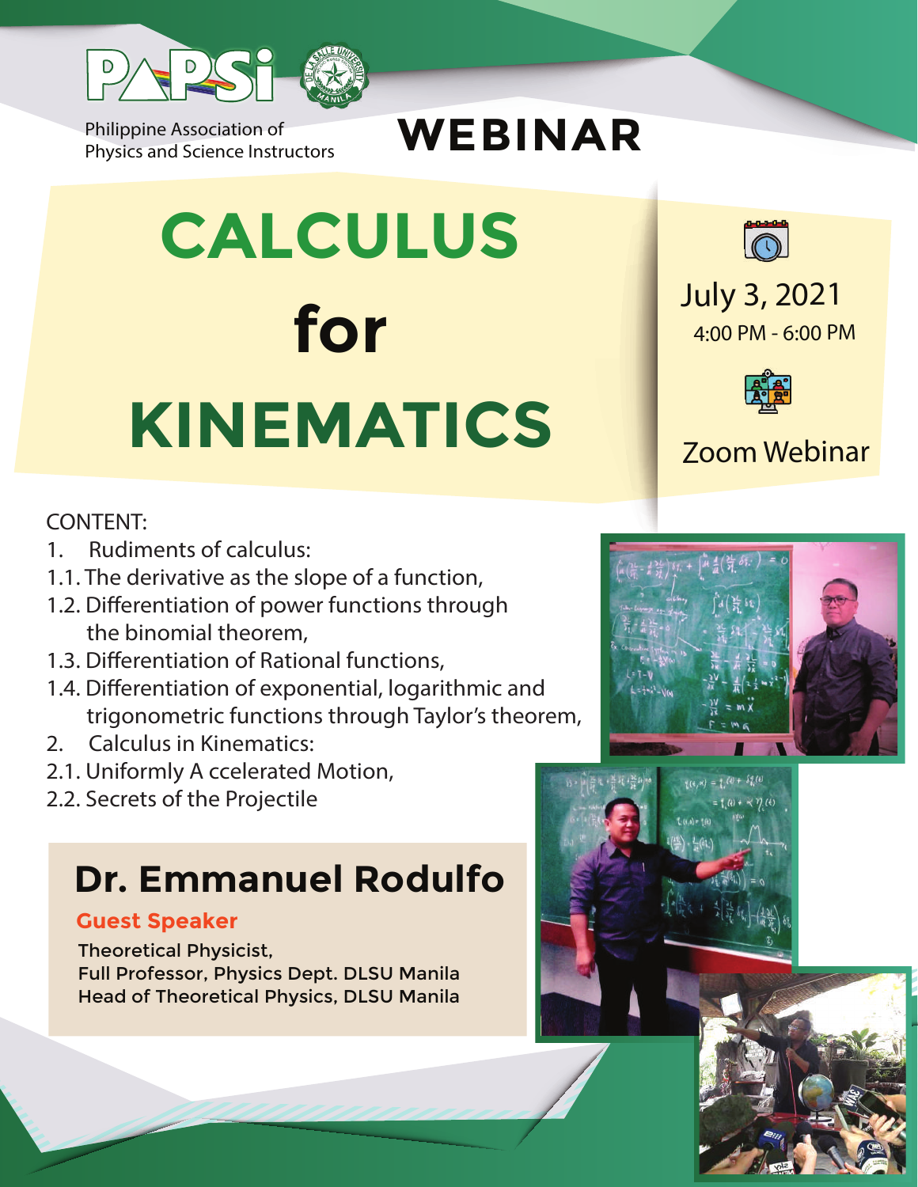PAPSi

Philippine Association of Physics and Science Instructors

# WEBINAR

# CALCULUS for KINEMATICS

July 3, 2021
4:00 PM - 6:00 PM

Zoom Webinar

CONTENT:

1. Rudiments of calculus:
1.1. The derivative as the slope of a function,
1.2. Differentiation of power functions through the binomial theorem,
1.3. Differentiation of Rational functions,
1.4. Differentiation of exponential, logarithmic and trigonometric functions through Taylor's theorem,
2. Calculus in Kinematics:
2.1. Uniformly A ccelerated Motion,
2.2. Secrets of the Projectile

## Dr. Emmanuel Rodulfo

**Guest Speaker**

Theoretical Physicist,
Full Professor, Physics Dept. DLSU Manila
Head of Theoretical Physics, DLSU Manila